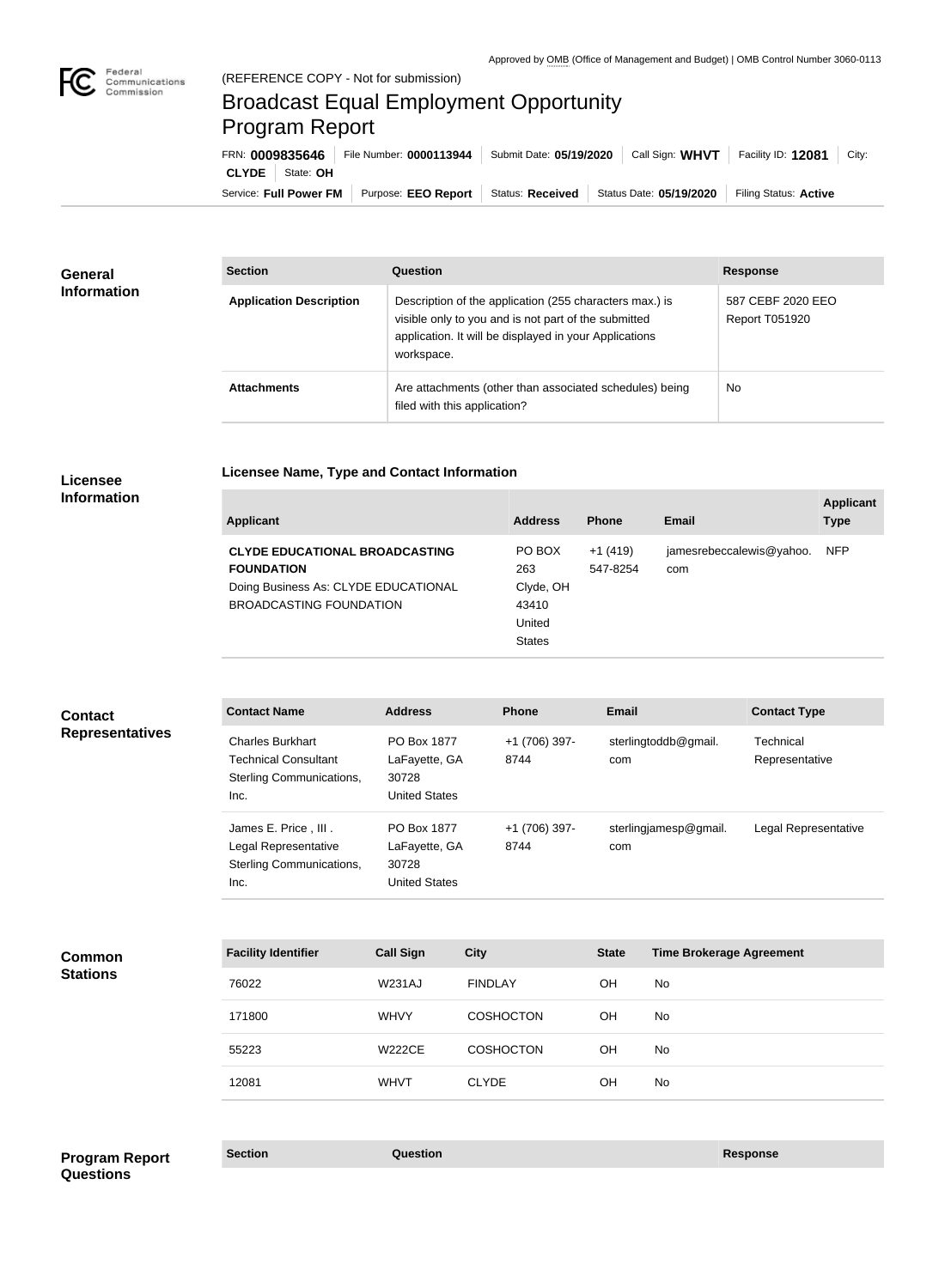Approved by OMB (Office of Management and Budget) | OMB Control Number 3060-0113

Federal Communications Commission

(REFERENCE COPY - Not for submission)

# Broadcast Equal Employment Opportunity Program Report

FRN: **0009835646** | File Number: **0000113944** | Submit Date: **05/19/2020** | Call Sign: **WHVT** | Facility ID: **12081** | City: **CLYDE** | State: **OH**

Service: **Full Power FM** | Purpose: **EEO Report** | Status: **Received** | Status Date: **05/19/2020** | Filing Status: **Active**

## General Information

| Section | Question | Response |
|---|---|---|
| **Application Description** | Description of the application (255 characters max.) is visible only to you and is not part of the submitted application. It will be displayed in your Applications workspace. | 587 CEBF 2020 EEO Report T051920 |
| **Attachments** | Are attachments (other than associated schedules) being filed with this application? | No |

## Licensee Information

### Licensee Name, Type and Contact Information

| Applicant | Address | Phone | Email | Applicant Type |
|---|---|---|---|---|
| **CLYDE EDUCATIONAL BROADCASTING FOUNDATION** Doing Business As: CLYDE EDUCATIONAL BROADCASTING FOUNDATION | PO BOX 263 Clyde, OH 43410 United States | +1 (419) 547-8254 | jamesrebeccalewis@yahoo.com | NFP |

## Contact Representatives

| Contact Name | Address | Phone | Email | Contact Type |
|---|---|---|---|---|
| Charles Burkhart Technical Consultant Sterling Communications, Inc. | PO Box 1877 LaFayette, GA 30728 United States | +1 (706) 397-8744 | sterlingtoddb@gmail.com | Technical Representative |
| James E. Price , III . Legal Representative Sterling Communications, Inc. | PO Box 1877 LaFayette, GA 30728 United States | +1 (706) 397-8744 | sterlingjamesp@gmail.com | Legal Representative |

## Common Stations

| Facility Identifier | Call Sign | City | State | Time Brokerage Agreement |
|---|---|---|---|---|
| 76022 | W231AJ | FINDLAY | OH | No |
| 171800 | WHVY | COSHOCTON | OH | No |
| 55223 | W222CE | COSHOCTON | OH | No |
| 12081 | WHVT | CLYDE | OH | No |

## Program Report Questions

| Section | Question | Response |
|---|---|---|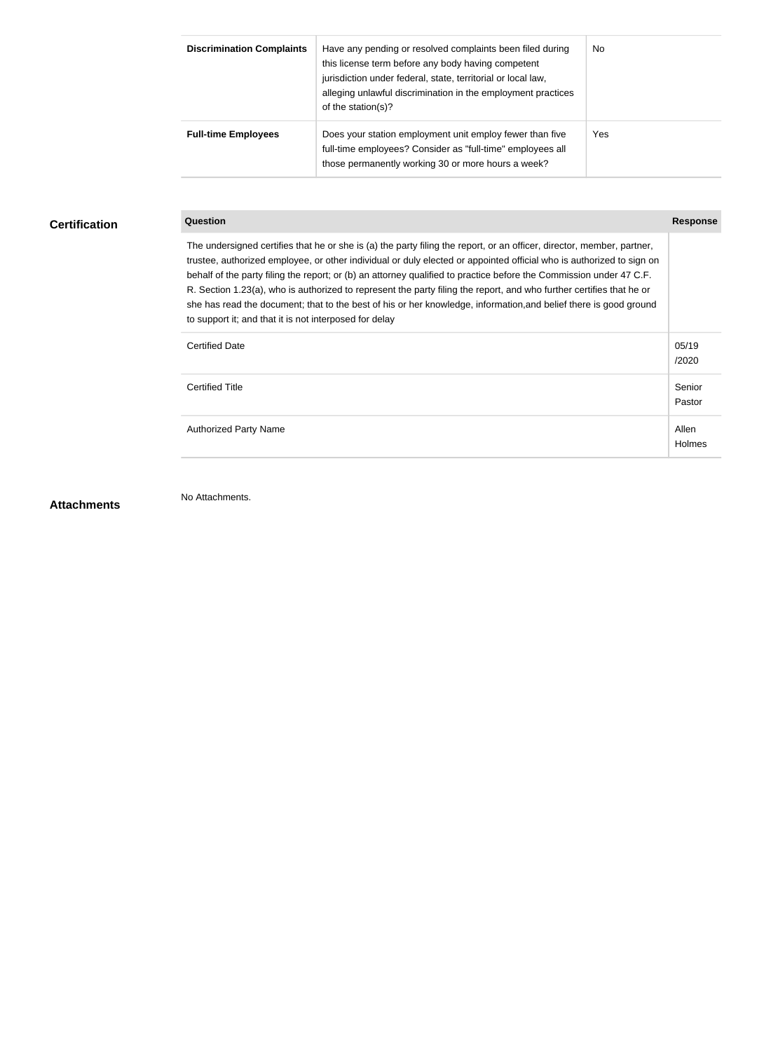| | | |
|---|---|---|
| **Discrimination Complaints** | Have any pending or resolved complaints been filed during this license term before any body having competent jurisdiction under federal, state, territorial or local law, alleging unlawful discrimination in the employment practices of the station(s)? | No |
| **Full-time Employees** | Does your station employment unit employ fewer than five full-time employees? Consider as "full-time" employees all those permanently working 30 or more hours a week? | Yes |

## Certification

| Question | Response |
|---|---|
| The undersigned certifies that he or she is (a) the party filing the report, or an officer, director, member, partner, trustee, authorized employee, or other individual or duly elected or appointed official who is authorized to sign on behalf of the party filing the report; or (b) an attorney qualified to practice before the Commission under 47 C.F. R. Section 1.23(a), who is authorized to represent the party filing the report, and who further certifies that he or she has read the document; that to the best of his or her knowledge, information,and belief there is good ground to support it; and that it is not interposed for delay | |
| Certified Date | 05/19/2020 |
| Certified Title | Senior Pastor |
| Authorized Party Name | Allen Holmes |

## Attachments

No Attachments.